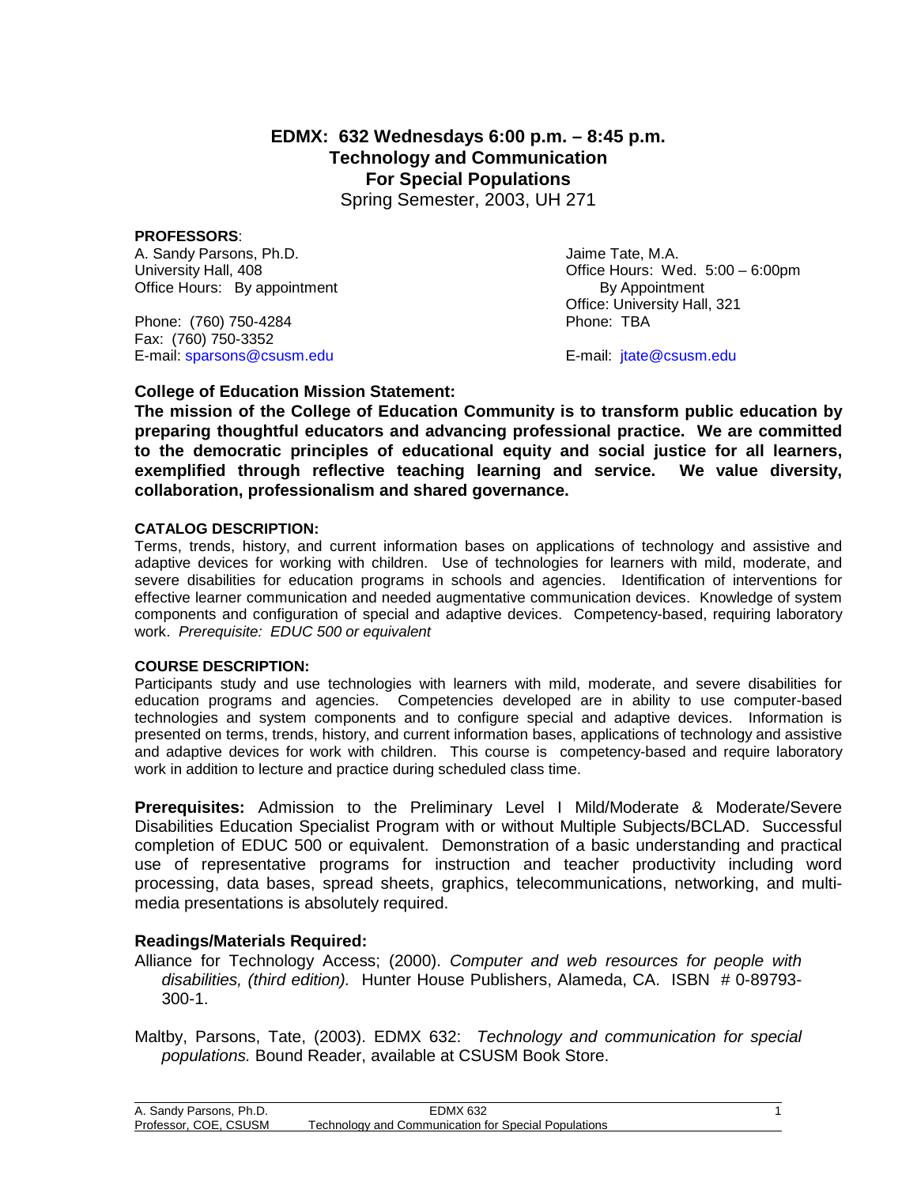# EDMX: 632 Wednesdays 6:00 p.m. – 8:45 p.m.
# Technology and Communication
# For Special Populations

Spring Semester, 2003, UH 271

**PROFESSORS**:

A. Sandy Parsons, Ph.D.
University Hall, 408
Office Hours: By appointment

Phone: (760) 750-4284
Fax: (760) 750-3352
E-mail: sparsons@csusm.edu

Jaime Tate, M.A.
Office Hours: Wed. 5:00 – 6:00pm
By Appointment
Office: University Hall, 321
Phone: TBA

E-mail: jtate@csusm.edu

**College of Education Mission Statement:**

**The mission of the College of Education Community is to transform public education by preparing thoughtful educators and advancing professional practice. We are committed to the democratic principles of educational equity and social justice for all learners, exemplified through reflective teaching learning and service. We value diversity, collaboration, professionalism and shared governance.**

**CATALOG DESCRIPTION:**

Terms, trends, history, and current information bases on applications of technology and assistive and adaptive devices for working with children. Use of technologies for learners with mild, moderate, and severe disabilities for education programs in schools and agencies. Identification of interventions for effective learner communication and needed augmentative communication devices. Knowledge of system components and configuration of special and adaptive devices. Competency-based, requiring laboratory work. *Prerequisite: EDUC 500 or equivalent*

**COURSE DESCRIPTION:**

Participants study and use technologies with learners with mild, moderate, and severe disabilities for education programs and agencies. Competencies developed are in ability to use computer-based technologies and system components and to configure special and adaptive devices. Information is presented on terms, trends, history, and current information bases, applications of technology and assistive and adaptive devices for work with children. This course is competency-based and require laboratory work in addition to lecture and practice during scheduled class time.

**Prerequisites:** Admission to the Preliminary Level I Mild/Moderate & Moderate/Severe Disabilities Education Specialist Program with or without Multiple Subjects/BCLAD. Successful completion of EDUC 500 or equivalent. Demonstration of a basic understanding and practical use of representative programs for instruction and teacher productivity including word processing, data bases, spread sheets, graphics, telecommunications, networking, and multi-media presentations is absolutely required.

## Readings/Materials Required:

Alliance for Technology Access; (2000). *Computer and web resources for people with disabilities, (third edition).* Hunter House Publishers, Alameda, CA. ISBN # 0-89793-300-1.

Maltby, Parsons, Tate, (2003). EDMX 632: *Technology and communication for special populations.* Bound Reader, available at CSUSM Book Store.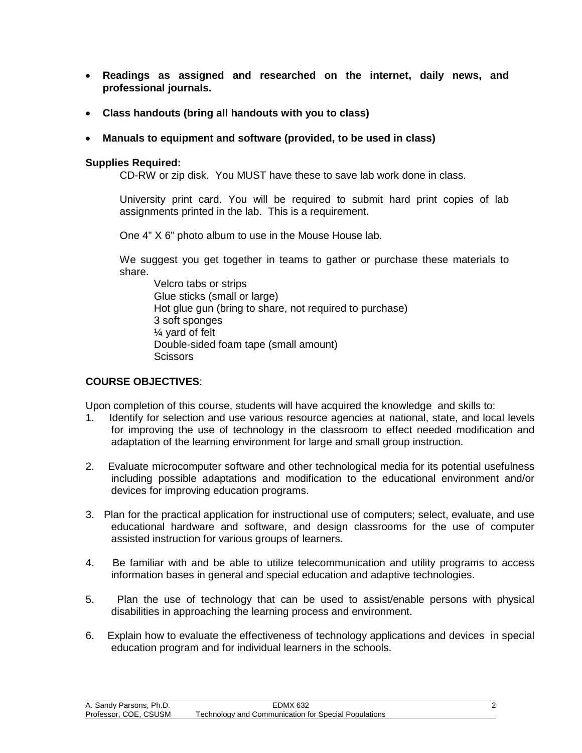- **Readings as assigned and researched on the internet, daily news, and professional journals.**

- **Class handouts (bring all handouts with you to class)**

- **Manuals to equipment and software (provided, to be used in class)**

**Supplies Required:**

CD-RW or zip disk. You MUST have these to save lab work done in class.

University print card. You will be required to submit hard print copies of lab assignments printed in the lab. This is a requirement.

One 4" X 6" photo album to use in the Mouse House lab.

We suggest you get together in teams to gather or purchase these materials to share.

Velcro tabs or strips
Glue sticks (small or large)
Hot glue gun (bring to share, not required to purchase)
3 soft sponges
¼ yard of felt
Double-sided foam tape (small amount)
Scissors

**COURSE OBJECTIVES**:

Upon completion of this course, students will have acquired the knowledge and skills to:

1. Identify for selection and use various resource agencies at national, state, and local levels for improving the use of technology in the classroom to effect needed modification and adaptation of the learning environment for large and small group instruction.

2. Evaluate microcomputer software and other technological media for its potential usefulness including possible adaptations and modification to the educational environment and/or devices for improving education programs.

3. Plan for the practical application for instructional use of computers; select, evaluate, and use educational hardware and software, and design classrooms for the use of computer assisted instruction for various groups of learners.

4. Be familiar with and be able to utilize telecommunication and utility programs to access information bases in general and special education and adaptive technologies.

5. Plan the use of technology that can be used to assist/enable persons with physical disabilities in approaching the learning process and environment.

6. Explain how to evaluate the effectiveness of technology applications and devices in special education program and for individual learners in the schools.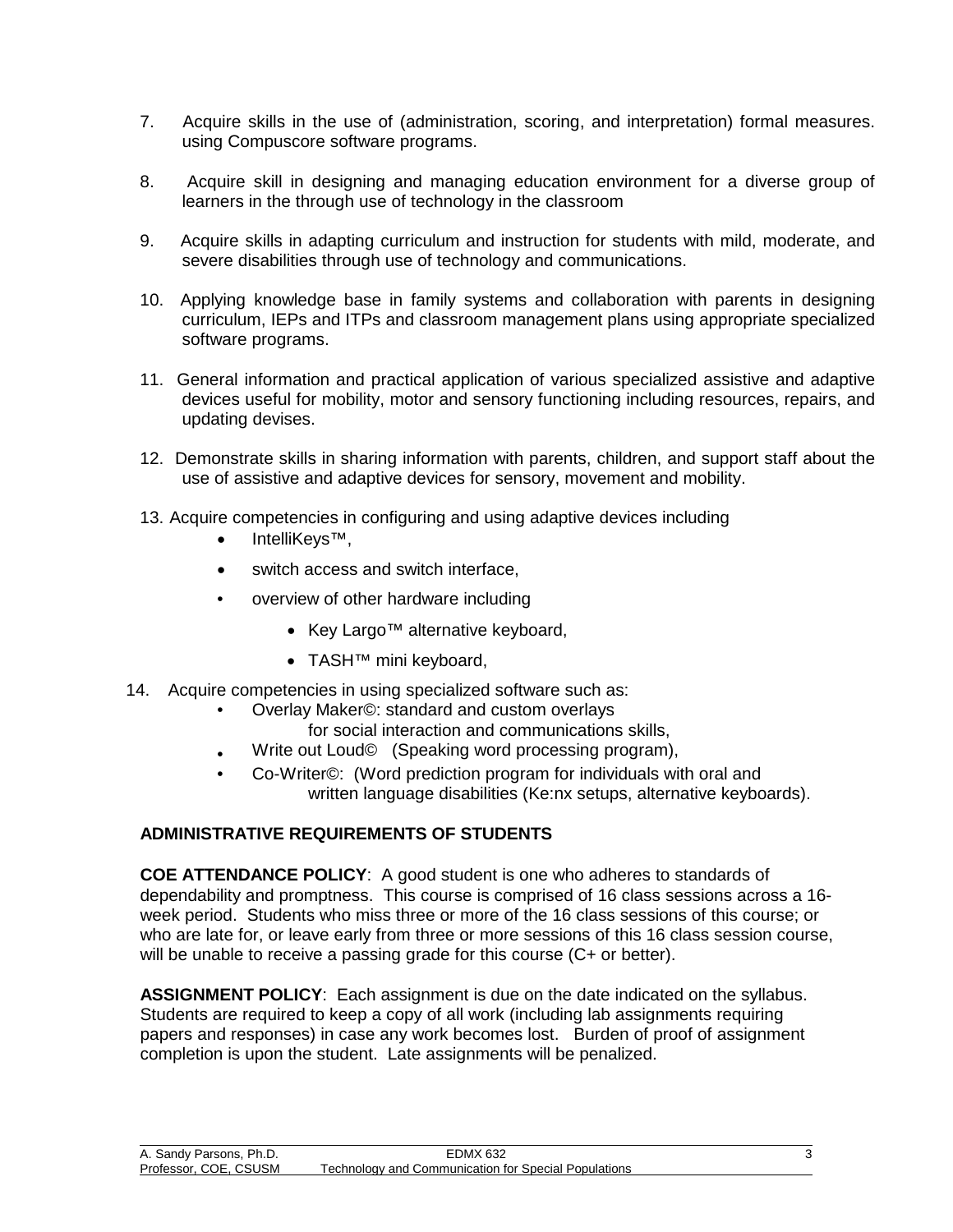7. Acquire skills in the use of (administration, scoring, and interpretation) formal measures. using Compuscore software programs.

8. Acquire skill in designing and managing education environment for a diverse group of learners in the through use of technology in the classroom

9. Acquire skills in adapting curriculum and instruction for students with mild, moderate, and severe disabilities through use of technology and communications.

10. Applying knowledge base in family systems and collaboration with parents in designing curriculum, IEPs and ITPs and classroom management plans using appropriate specialized software programs.

11. General information and practical application of various specialized assistive and adaptive devices useful for mobility, motor and sensory functioning including resources, repairs, and updating devises.

12. Demonstrate skills in sharing information with parents, children, and support staff about the use of assistive and adaptive devices for sensory, movement and mobility.

13. Acquire competencies in configuring and using adaptive devices including
    - IntelliKeys™,
    - switch access and switch interface,
    - overview of other hardware including
        - Key Largo™ alternative keyboard,
        - TASH™ mini keyboard,

14. Acquire competencies in using specialized software such as:
    - Overlay Maker©: standard and custom overlays for social interaction and communications skills,
    - Write out Loud© (Speaking word processing program),
    - Co-Writer©: (Word prediction program for individuals with oral and written language disabilities (Ke:nx setups, alternative keyboards).

## ADMINISTRATIVE REQUIREMENTS OF STUDENTS

**COE ATTENDANCE POLICY**: A good student is one who adheres to standards of dependability and promptness. This course is comprised of 16 class sessions across a 16-week period. Students who miss three or more of the 16 class sessions of this course; or who are late for, or leave early from three or more sessions of this 16 class session course, will be unable to receive a passing grade for this course (C+ or better).

**ASSIGNMENT POLICY**: Each assignment is due on the date indicated on the syllabus. Students are required to keep a copy of all work (including lab assignments requiring papers and responses) in case any work becomes lost. Burden of proof of assignment completion is upon the student. Late assignments will be penalized.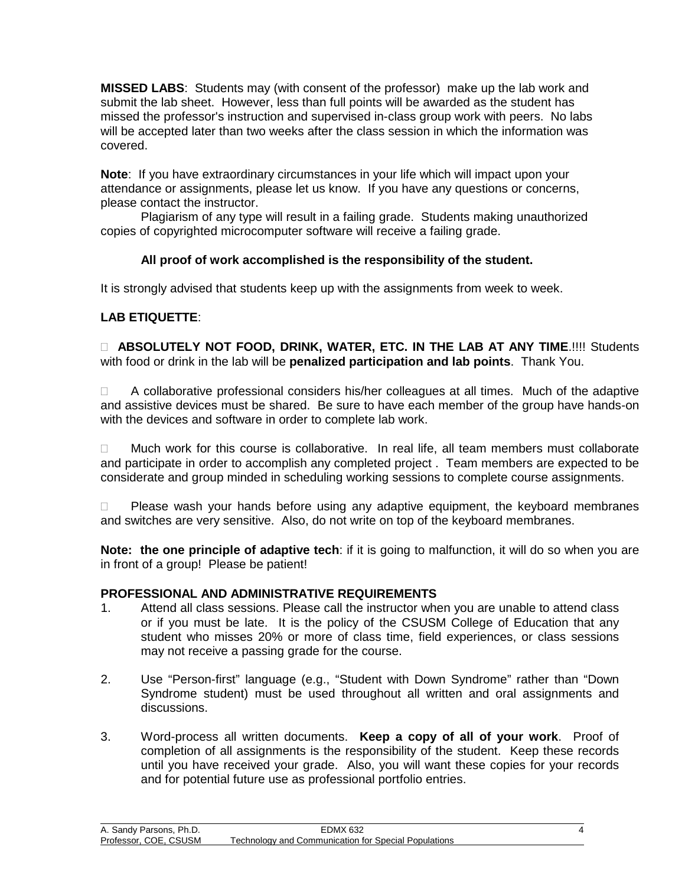**MISSED LABS**: Students may (with consent of the professor) make up the lab work and submit the lab sheet. However, less than full points will be awarded as the student has missed the professor's instruction and supervised in-class group work with peers. No labs will be accepted later than two weeks after the class session in which the information was covered.

**Note**: If you have extraordinary circumstances in your life which will impact upon your attendance or assignments, please let us know. If you have any questions or concerns, please contact the instructor.

Plagiarism of any type will result in a failing grade. Students making unauthorized copies of copyrighted microcomputer software will receive a failing grade.

**All proof of work accomplished is the responsibility of the student.**

It is strongly advised that students keep up with the assignments from week to week.

**LAB ETIQUETTE**:

- **ABSOLUTELY NOT FOOD, DRINK, WATER, ETC. IN THE LAB AT ANY TIME**.!!!! Students with food or drink in the lab will be **penalized participation and lab points**. Thank You.

- A collaborative professional considers his/her colleagues at all times. Much of the adaptive and assistive devices must be shared. Be sure to have each member of the group have hands-on with the devices and software in order to complete lab work.

- Much work for this course is collaborative. In real life, all team members must collaborate and participate in order to accomplish any completed project . Team members are expected to be considerate and group minded in scheduling working sessions to complete course assignments.

- Please wash your hands before using any adaptive equipment, the keyboard membranes and switches are very sensitive. Also, do not write on top of the keyboard membranes.

**Note: the one principle of adaptive tech**: if it is going to malfunction, it will do so when you are in front of a group! Please be patient!

**PROFESSIONAL AND ADMINISTRATIVE REQUIREMENTS**

1. Attend all class sessions. Please call the instructor when you are unable to attend class or if you must be late. It is the policy of the CSUSM College of Education that any student who misses 20% or more of class time, field experiences, or class sessions may not receive a passing grade for the course.

2. Use "Person-first" language (e.g., "Student with Down Syndrome" rather than "Down Syndrome student) must be used throughout all written and oral assignments and discussions.

3. Word-process all written documents. **Keep a copy of all of your work**. Proof of completion of all assignments is the responsibility of the student. Keep these records until you have received your grade. Also, you will want these copies for your records and for potential future use as professional portfolio entries.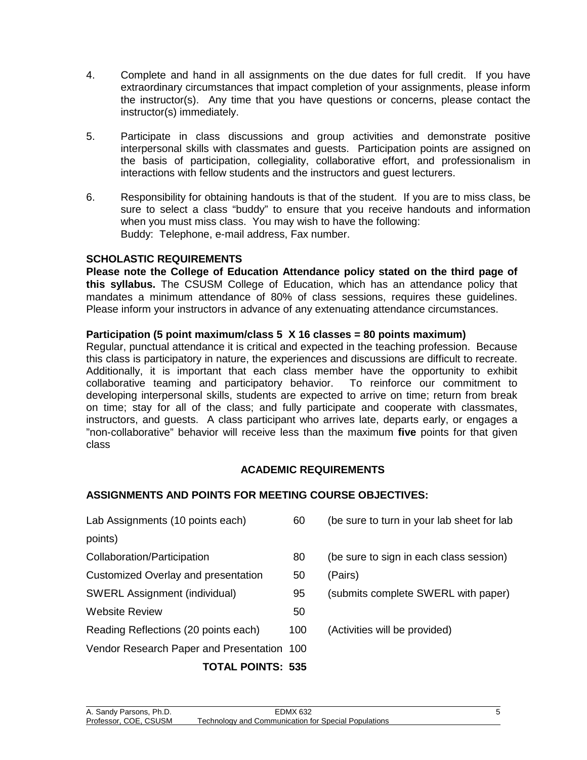4. Complete and hand in all assignments on the due dates for full credit. If you have extraordinary circumstances that impact completion of your assignments, please inform the instructor(s). Any time that you have questions or concerns, please contact the instructor(s) immediately.

5. Participate in class discussions and group activities and demonstrate positive interpersonal skills with classmates and guests. Participation points are assigned on the basis of participation, collegiality, collaborative effort, and professionalism in interactions with fellow students and the instructors and guest lecturers.

6. Responsibility for obtaining handouts is that of the student. If you are to miss class, be sure to select a class "buddy" to ensure that you receive handouts and information when you must miss class. You may wish to have the following:
   Buddy: Telephone, e-mail address, Fax number.

**SCHOLASTIC REQUIREMENTS**

**Please note the College of Education Attendance policy stated on the third page of this syllabus.** The CSUSM College of Education, which has an attendance policy that mandates a minimum attendance of 80% of class sessions, requires these guidelines. Please inform your instructors in advance of any extenuating attendance circumstances.

**Participation (5 point maximum/class 5 X 16 classes = 80 points maximum)**

Regular, punctual attendance it is critical and expected in the teaching profession. Because this class is participatory in nature, the experiences and discussions are difficult to recreate. Additionally, it is important that each class member have the opportunity to exhibit collaborative teaming and participatory behavior. To reinforce our commitment to developing interpersonal skills, students are expected to arrive on time; return from break on time; stay for all of the class; and fully participate and cooperate with classmates, instructors, and guests. A class participant who arrives late, departs early, or engages a "non-collaborative" behavior will receive less than the maximum **five** points for that given class

## ACADEMIC REQUIREMENTS

**ASSIGNMENTS AND POINTS FOR MEETING COURSE OBJECTIVES:**

| | | |
|---|---|---|
| Lab Assignments (10 points each) points) | 60 | (be sure to turn in your lab sheet for lab |
| Collaboration/Participation | 80 | (be sure to sign in each class session) |
| Customized Overlay and presentation | 50 | (Pairs) |
| SWERL Assignment (individual) | 95 | (submits complete SWERL with paper) |
| Website Review | 50 | |
| Reading Reflections (20 points each) | 100 | (Activities will be provided) |
| Vendor Research Paper and Presentation | 100 | |
| **TOTAL POINTS:** | **535** | |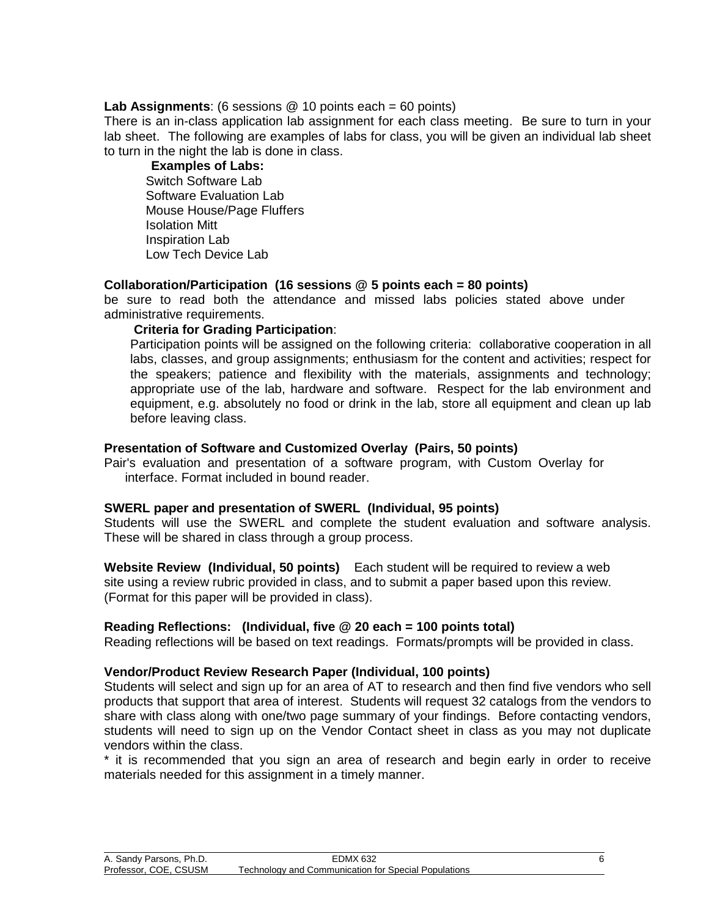**Lab Assignments**: (6 sessions @ 10 points each = 60 points)
There is an in-class application lab assignment for each class meeting. Be sure to turn in your lab sheet. The following are examples of labs for class, you will be given an individual lab sheet to turn in the night the lab is done in class.

**Examples of Labs:**

Switch Software Lab
Software Evaluation Lab
Mouse House/Page Fluffers
Isolation Mitt
Inspiration Lab
Low Tech Device Lab

**Collaboration/Participation (16 sessions @ 5 points each = 80 points)**
be sure to read both the attendance and missed labs policies stated above under administrative requirements.

**Criteria for Grading Participation**:

Participation points will be assigned on the following criteria: collaborative cooperation in all labs, classes, and group assignments; enthusiasm for the content and activities; respect for the speakers; patience and flexibility with the materials, assignments and technology; appropriate use of the lab, hardware and software. Respect for the lab environment and equipment, e.g. absolutely no food or drink in the lab, store all equipment and clean up lab before leaving class.

**Presentation of Software and Customized Overlay (Pairs, 50 points)**
Pair's evaluation and presentation of a software program, with Custom Overlay for interface. Format included in bound reader.

**SWERL paper and presentation of SWERL (Individual, 95 points)**
Students will use the SWERL and complete the student evaluation and software analysis. These will be shared in class through a group process.

**Website Review (Individual, 50 points)** Each student will be required to review a web site using a review rubric provided in class, and to submit a paper based upon this review. (Format for this paper will be provided in class).

**Reading Reflections: (Individual, five @ 20 each = 100 points total)**
Reading reflections will be based on text readings. Formats/prompts will be provided in class.

**Vendor/Product Review Research Paper (Individual, 100 points)**
Students will select and sign up for an area of AT to research and then find five vendors who sell products that support that area of interest. Students will request 32 catalogs from the vendors to share with class along with one/two page summary of your findings. Before contacting vendors, students will need to sign up on the Vendor Contact sheet in class as you may not duplicate vendors within the class.

* it is recommended that you sign an area of research and begin early in order to receive materials needed for this assignment in a timely manner.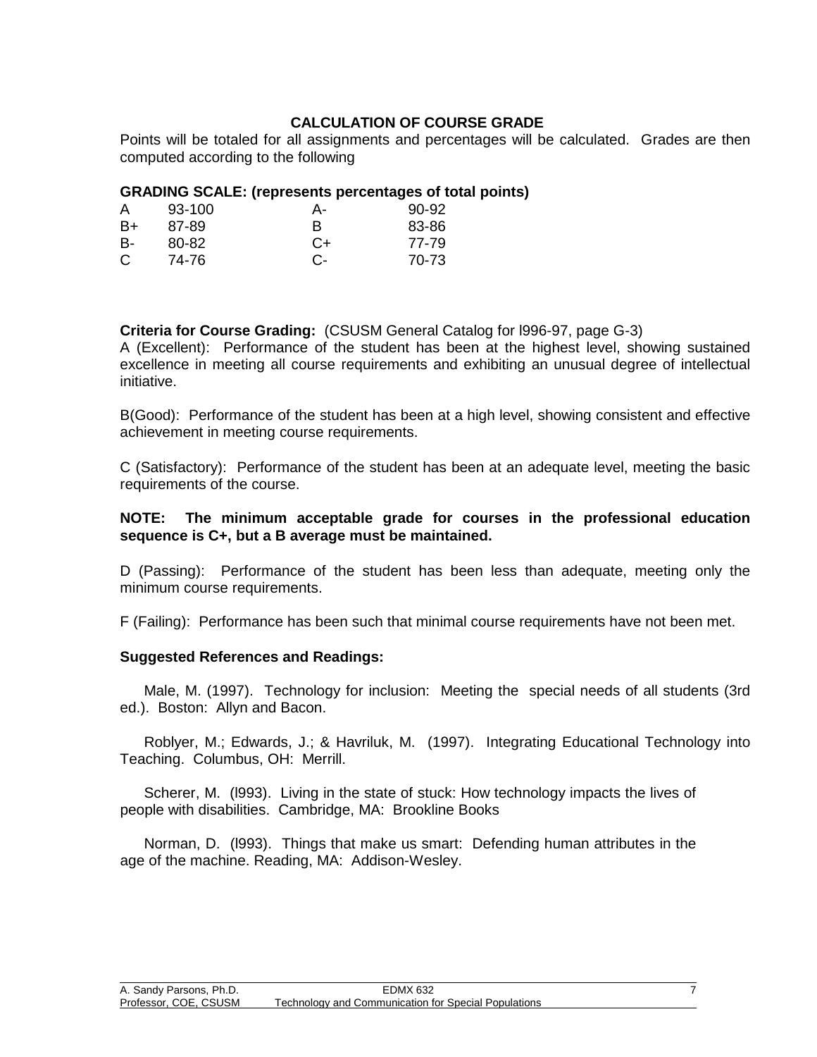## CALCULATION OF COURSE GRADE

Points will be totaled for all assignments and percentages will be calculated. Grades are then computed according to the following

**GRADING SCALE: (represents percentages of total points)**

| | | | |
|---|---|---|---|
| A | 93-100 | A- | 90-92 |
| B+ | 87-89 | B | 83-86 |
| B- | 80-82 | C+ | 77-79 |
| C | 74-76 | C- | 70-73 |

**Criteria for Course Grading:** (CSUSM General Catalog for l996-97, page G-3)

A (Excellent): Performance of the student has been at the highest level, showing sustained excellence in meeting all course requirements and exhibiting an unusual degree of intellectual initiative.

B(Good): Performance of the student has been at a high level, showing consistent and effective achievement in meeting course requirements.

C (Satisfactory): Performance of the student has been at an adequate level, meeting the basic requirements of the course.

**NOTE: The minimum acceptable grade for courses in the professional education sequence is C+, but a B average must be maintained.**

D (Passing): Performance of the student has been less than adequate, meeting only the minimum course requirements.

F (Failing): Performance has been such that minimal course requirements have not been met.

**Suggested References and Readings:**

Male, M. (1997). Technology for inclusion: Meeting the special needs of all students (3rd ed.). Boston: Allyn and Bacon.

Roblyer, M.; Edwards, J.; & Havriluk, M. (1997). Integrating Educational Technology into Teaching. Columbus, OH: Merrill.

Scherer, M. (l993). Living in the state of stuck: How technology impacts the lives of people with disabilities. Cambridge, MA: Brookline Books

Norman, D. (l993). Things that make us smart: Defending human attributes in the age of the machine. Reading, MA: Addison-Wesley.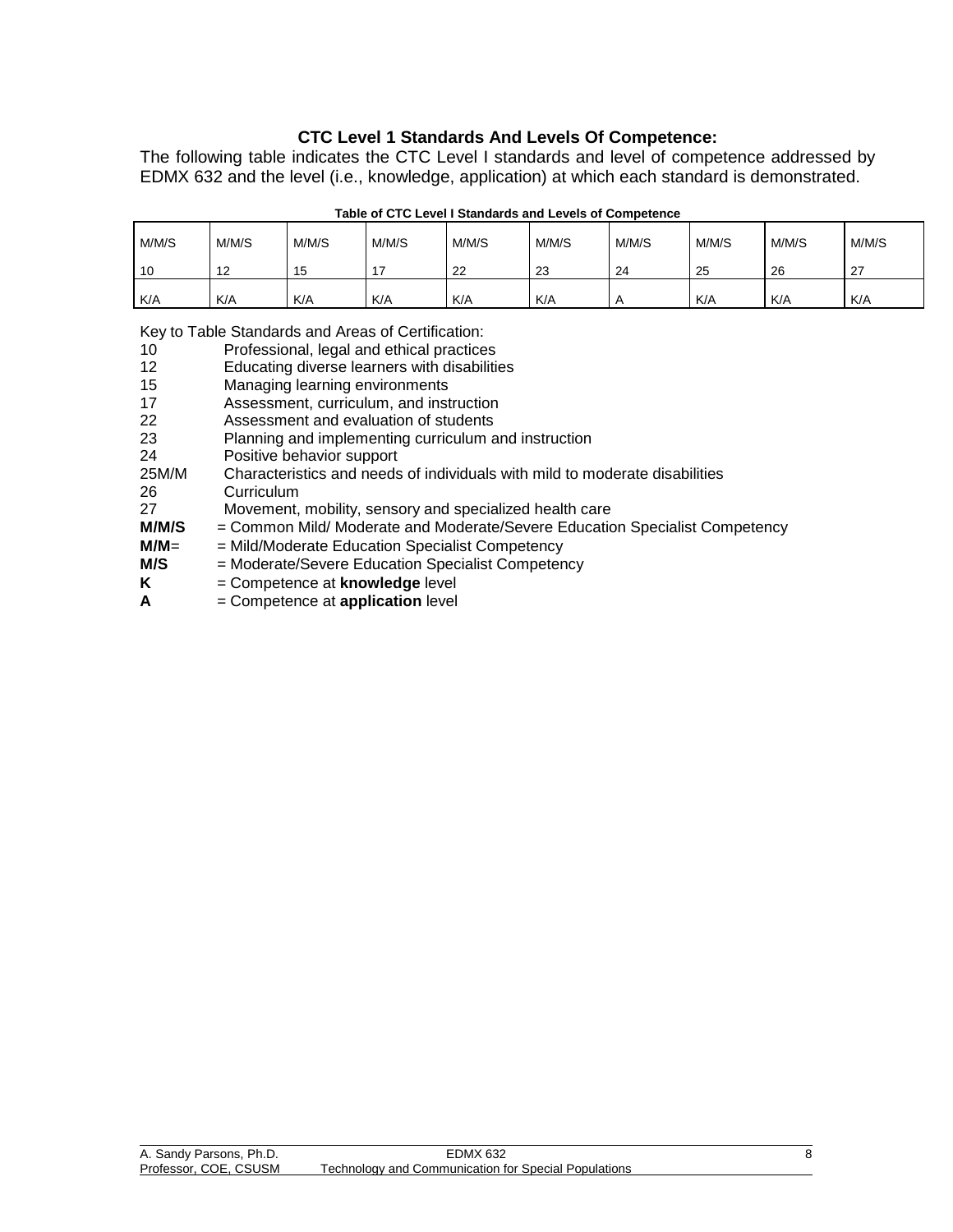### CTC Level 1 Standards And Levels Of Competence:

The following table indicates the CTC Level I standards and level of competence addressed by EDMX 632 and the level (i.e., knowledge, application) at which each standard is demonstrated.

**Table of CTC Level I Standards and Levels of Competence**

| | | | | | | | | | |
|---|---|---|---|---|---|---|---|---|---|
| M/M/S<br>10 | M/M/S<br>12 | M/M/S<br>15 | M/M/S<br>17 | M/M/S<br>22 | M/M/S<br>23 | M/M/S<br>24 | M/M/S<br>25 | M/M/S<br>26 | M/M/S<br>27 |
| K/A | K/A | K/A | K/A | K/A | K/A | A | K/A | K/A | K/A |

Key to Table Standards and Areas of Certification:

- 10 Professional, legal and ethical practices
- 12 Educating diverse learners with disabilities
- 15 Managing learning environments
- 17 Assessment, curriculum, and instruction
- 22 Assessment and evaluation of students
- 23 Planning and implementing curriculum and instruction
- 24 Positive behavior support
- 25M/M Characteristics and needs of individuals with mild to moderate disabilities
- 26 Curriculum
- 27 Movement, mobility, sensory and specialized health care
- **M/M/S** = Common Mild/ Moderate and Moderate/Severe Education Specialist Competency
- **M/M**= = Mild/Moderate Education Specialist Competency
- **M/S** = Moderate/Severe Education Specialist Competency
- **K** = Competence at **knowledge** level
- **A** = Competence at **application** level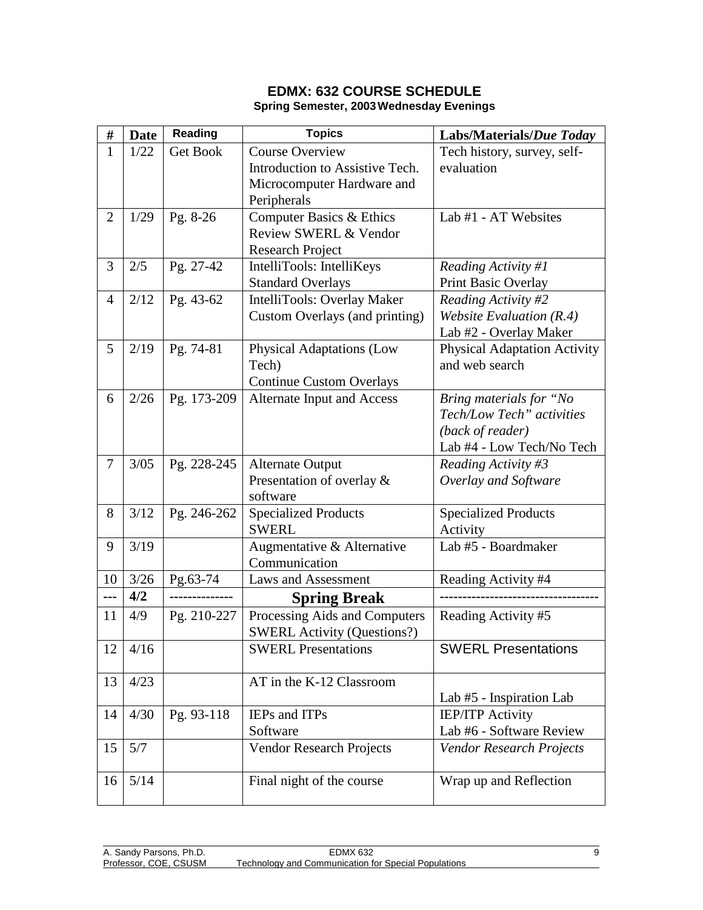## EDMX: 632 COURSE SCHEDULE

**Spring Semester, 2003 Wednesday Evenings**

| # | Date | Reading | Topics | Labs/Materials/*Due Today* |
|---|---|---|---|---|
| 1 | 1/22 | Get Book | Course Overview<br>Introduction to Assistive Tech.<br>Microcomputer Hardware and Peripherals | Tech history, survey, self-evaluation |
| 2 | 1/29 | Pg. 8-26 | Computer Basics & Ethics<br>Review SWERL & Vendor Research Project | Lab #1 - AT Websites |
| 3 | 2/5 | Pg. 27-42 | IntelliTools: IntelliKeys<br>Standard Overlays | *Reading Activity #1*<br>Print Basic Overlay |
| 4 | 2/12 | Pg. 43-62 | IntelliTools: Overlay Maker<br>Custom Overlays (and printing) | *Reading Activity #2*<br>*Website Evaluation (R.4)*<br>Lab #2 - Overlay Maker |
| 5 | 2/19 | Pg. 74-81 | Physical Adaptations (Low Tech)<br>Continue Custom Overlays | Physical Adaptation Activity and web search |
| 6 | 2/26 | Pg. 173-209 | Alternate Input and Access | *Bring materials for "No Tech/Low Tech" activities (back of reader)*<br>Lab #4 - Low Tech/No Tech |
| 7 | 3/05 | Pg. 228-245 | Alternate Output<br>Presentation of overlay & software | *Reading Activity #3*<br>*Overlay and Software* |
| 8 | 3/12 | Pg. 246-262 | Specialized Products<br>SWERL | Specialized Products Activity |
| 9 | 3/19 | | Augmentative & Alternative Communication | Lab #5 - Boardmaker |
| 10 | 3/26 | Pg.63-74 | Laws and Assessment | Reading Activity #4 |
| --- | **4/2** | ------------- | **Spring Break** | ----------------------------------- |
| 11 | 4/9 | Pg. 210-227 | Processing Aids and Computers<br>SWERL Activity (Questions?) | Reading Activity #5 |
| 12 | 4/16 | | SWERL Presentations | SWERL Presentations |
| 13 | 4/23 | | AT in the K-12 Classroom | Lab #5 - Inspiration Lab |
| 14 | 4/30 | Pg. 93-118 | IEPs and ITPs<br>Software | IEP/ITP Activity<br>Lab #6 - Software Review |
| 15 | 5/7 | | Vendor Research Projects | *Vendor Research Projects* |
| 16 | 5/14 | | Final night of the course | Wrap up and Reflection |